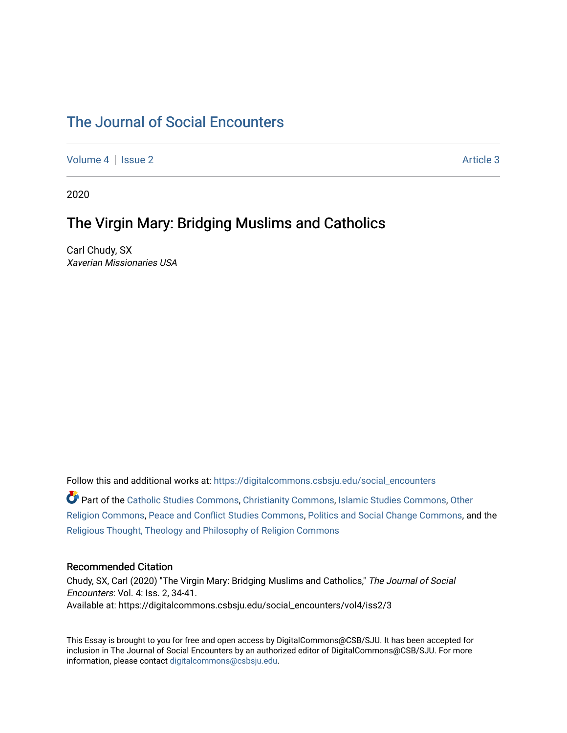# The Journal of Social Encounters

Volume 4 | Issue 2 Article 3

2020

## The Virgin Mary: Bridging Muslims and Catholics

Carl Chudy, SX
*Xaverian Missionaries USA*

Follow this and additional works at: https://digitalcommons.csbsju.edu/social_encounters

Part of the Catholic Studies Commons, Christianity Commons, Islamic Studies Commons, Other Religion Commons, Peace and Conflict Studies Commons, Politics and Social Change Commons, and the Religious Thought, Theology and Philosophy of Religion Commons

### Recommended Citation

Chudy, SX, Carl (2020) "The Virgin Mary: Bridging Muslims and Catholics," *The Journal of Social Encounters*: Vol. 4: Iss. 2, 34-41.
Available at: https://digitalcommons.csbsju.edu/social_encounters/vol4/iss2/3

This Essay is brought to you for free and open access by DigitalCommons@CSB/SJU. It has been accepted for inclusion in The Journal of Social Encounters by an authorized editor of DigitalCommons@CSB/SJU. For more information, please contact digitalcommons@csbsju.edu.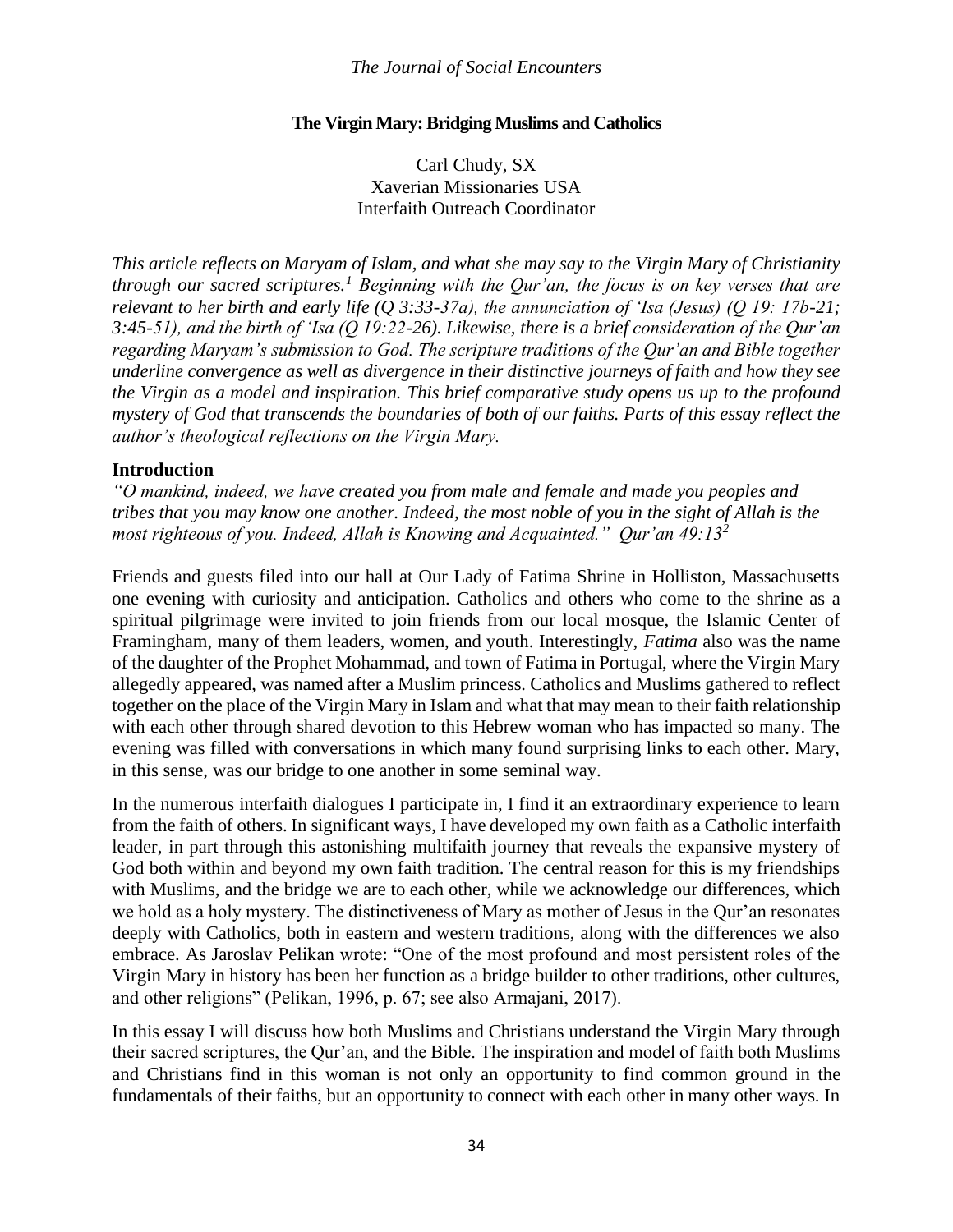## The Virgin Mary: Bridging Muslims and Catholics

Carl Chudy, SX  
Xaverian Missionaries USA  
Interfaith Outreach Coordinator

*This article reflects on Maryam of Islam, and what she may say to the Virgin Mary of Christianity through our sacred scriptures.[1] Beginning with the Qur'an, the focus is on key verses that are relevant to her birth and early life (Q 3:33-37a), the annunciation of 'Isa (Jesus) (Q 19: 17b-21; 3:45-51), and the birth of 'Isa (Q 19:22-26). Likewise, there is a brief consideration of the Qur'an regarding Maryam's submission to God. The scripture traditions of the Qur'an and Bible together underline convergence as well as divergence in their distinctive journeys of faith and how they see the Virgin as a model and inspiration. This brief comparative study opens us up to the profound mystery of God that transcends the boundaries of both of our faiths. Parts of this essay reflect the author's theological reflections on the Virgin Mary.*

### Introduction

*"O mankind, indeed, we have created you from male and female and made you peoples and tribes that you may know one another. Indeed, the most noble of you in the sight of Allah is the most righteous of you. Indeed, Allah is Knowing and Acquainted." Qur'an 49:13[2]*

Friends and guests filed into our hall at Our Lady of Fatima Shrine in Holliston, Massachusetts one evening with curiosity and anticipation. Catholics and others who come to the shrine as a spiritual pilgrimage were invited to join friends from our local mosque, the Islamic Center of Framingham, many of them leaders, women, and youth. Interestingly, *Fatima* also was the name of the daughter of the Prophet Mohammad, and town of Fatima in Portugal, where the Virgin Mary allegedly appeared, was named after a Muslim princess. Catholics and Muslims gathered to reflect together on the place of the Virgin Mary in Islam and what that may mean to their faith relationship with each other through shared devotion to this Hebrew woman who has impacted so many. The evening was filled with conversations in which many found surprising links to each other. Mary, in this sense, was our bridge to one another in some seminal way.

In the numerous interfaith dialogues I participate in, I find it an extraordinary experience to learn from the faith of others. In significant ways, I have developed my own faith as a Catholic interfaith leader, in part through this astonishing multifaith journey that reveals the expansive mystery of God both within and beyond my own faith tradition. The central reason for this is my friendships with Muslims, and the bridge we are to each other, while we acknowledge our differences, which we hold as a holy mystery. The distinctiveness of Mary as mother of Jesus in the Qur'an resonates deeply with Catholics, both in eastern and western traditions, along with the differences we also embrace. As Jaroslav Pelikan wrote: "One of the most profound and most persistent roles of the Virgin Mary in history has been her function as a bridge builder to other traditions, other cultures, and other religions" (Pelikan, 1996, p. 67; see also Armajani, 2017).

In this essay I will discuss how both Muslims and Christians understand the Virgin Mary through their sacred scriptures, the Qur'an, and the Bible. The inspiration and model of faith both Muslims and Christians find in this woman is not only an opportunity to find common ground in the fundamentals of their faiths, but an opportunity to connect with each other in many other ways. In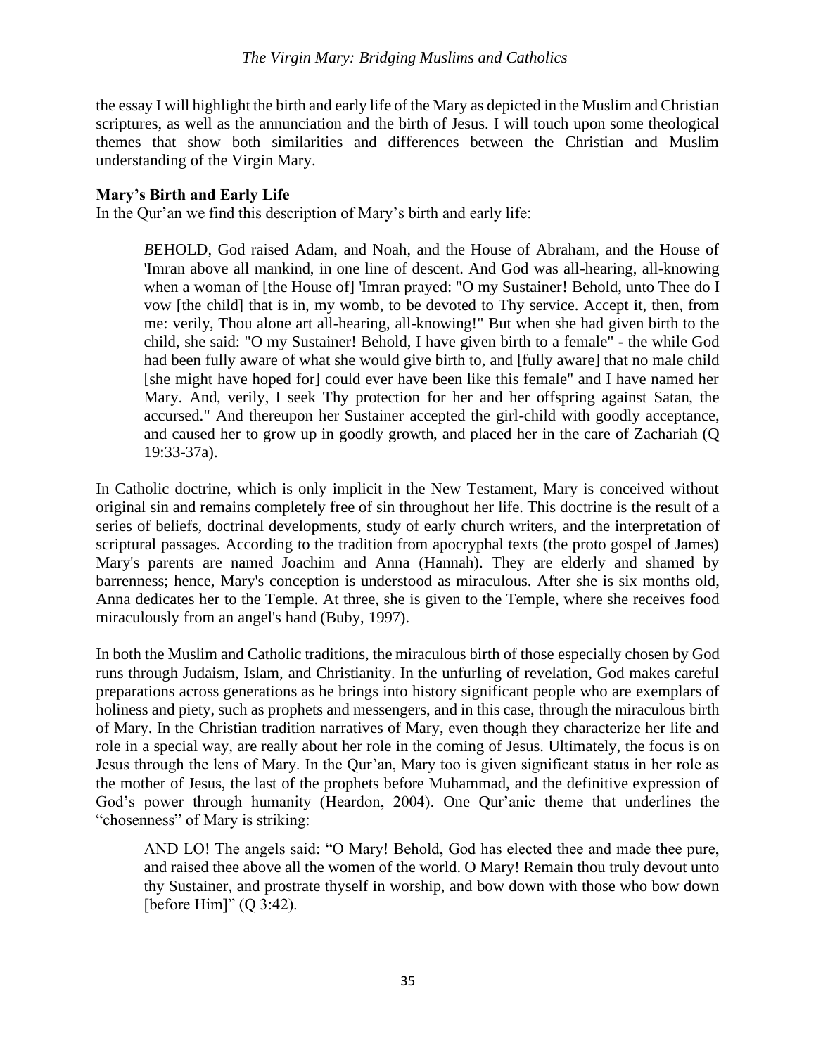the essay I will highlight the birth and early life of the Mary as depicted in the Muslim and Christian scriptures, as well as the annunciation and the birth of Jesus. I will touch upon some theological themes that show both similarities and differences between the Christian and Muslim understanding of the Virgin Mary.

**Mary's Birth and Early Life**

In the Qur'an we find this description of Mary's birth and early life:

> *B*EHOLD, God raised Adam, and Noah, and the House of Abraham, and the House of 'Imran above all mankind, in one line of descent. And God was all-hearing, all-knowing when a woman of [the House of] 'Imran prayed: "O my Sustainer! Behold, unto Thee do I vow [the child] that is in, my womb, to be devoted to Thy service. Accept it, then, from me: verily, Thou alone art all-hearing, all-knowing!" But when she had given birth to the child, she said: "O my Sustainer! Behold, I have given birth to a female" - the while God had been fully aware of what she would give birth to, and [fully aware] that no male child [she might have hoped for] could ever have been like this female" and I have named her Mary. And, verily, I seek Thy protection for her and her offspring against Satan, the accursed." And thereupon her Sustainer accepted the girl-child with goodly acceptance, and caused her to grow up in goodly growth, and placed her in the care of Zachariah (Q 19:33-37a).

In Catholic doctrine, which is only implicit in the New Testament, Mary is conceived without original sin and remains completely free of sin throughout her life. This doctrine is the result of a series of beliefs, doctrinal developments, study of early church writers, and the interpretation of scriptural passages. According to the tradition from apocryphal texts (the proto gospel of James) Mary's parents are named Joachim and Anna (Hannah). They are elderly and shamed by barrenness; hence, Mary's conception is understood as miraculous. After she is six months old, Anna dedicates her to the Temple. At three, she is given to the Temple, where she receives food miraculously from an angel's hand (Buby, 1997).

In both the Muslim and Catholic traditions, the miraculous birth of those especially chosen by God runs through Judaism, Islam, and Christianity. In the unfurling of revelation, God makes careful preparations across generations as he brings into history significant people who are exemplars of holiness and piety, such as prophets and messengers, and in this case, through the miraculous birth of Mary. In the Christian tradition narratives of Mary, even though they characterize her life and role in a special way, are really about her role in the coming of Jesus. Ultimately, the focus is on Jesus through the lens of Mary. In the Qur'an, Mary too is given significant status in her role as the mother of Jesus, the last of the prophets before Muhammad, and the definitive expression of God's power through humanity (Heardon, 2004). One Qur'anic theme that underlines the "chosenness" of Mary is striking:

> AND LO! The angels said: "O Mary! Behold, God has elected thee and made thee pure, and raised thee above all the women of the world. O Mary! Remain thou truly devout unto thy Sustainer, and prostrate thyself in worship, and bow down with those who bow down [before Him]" (Q 3:42).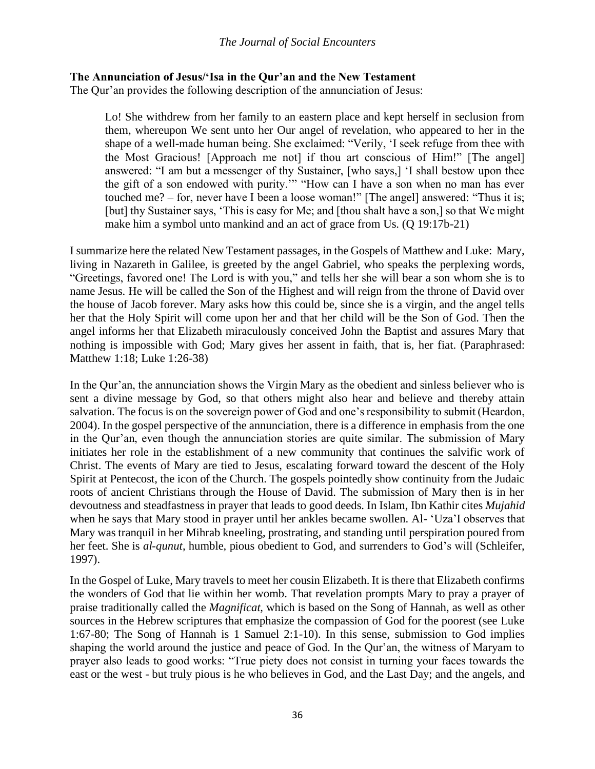**The Annunciation of Jesus/'Isa in the Qur'an and the New Testament**

The Qur'an provides the following description of the annunciation of Jesus:

> Lo! She withdrew from her family to an eastern place and kept herself in seclusion from them, whereupon We sent unto her Our angel of revelation, who appeared to her in the shape of a well-made human being. She exclaimed: "Verily, 'I seek refuge from thee with the Most Gracious! [Approach me not] if thou art conscious of Him!" [The angel] answered: "I am but a messenger of thy Sustainer, [who says,] 'I shall bestow upon thee the gift of a son endowed with purity.'" "How can I have a son when no man has ever touched me? – for, never have I been a loose woman!" [The angel] answered: "Thus it is; [but] thy Sustainer says, 'This is easy for Me; and [thou shalt have a son,] so that We might make him a symbol unto mankind and an act of grace from Us. (Q 19:17b-21)

I summarize here the related New Testament passages, in the Gospels of Matthew and Luke: Mary, living in Nazareth in Galilee, is greeted by the angel Gabriel, who speaks the perplexing words, "Greetings, favored one! The Lord is with you," and tells her she will bear a son whom she is to name Jesus. He will be called the Son of the Highest and will reign from the throne of David over the house of Jacob forever. Mary asks how this could be, since she is a virgin, and the angel tells her that the Holy Spirit will come upon her and that her child will be the Son of God. Then the angel informs her that Elizabeth miraculously conceived John the Baptist and assures Mary that nothing is impossible with God; Mary gives her assent in faith, that is, her fiat. (Paraphrased: Matthew 1:18; Luke 1:26-38)

In the Qur'an, the annunciation shows the Virgin Mary as the obedient and sinless believer who is sent a divine message by God, so that others might also hear and believe and thereby attain salvation. The focus is on the sovereign power of God and one's responsibility to submit (Heardon, 2004). In the gospel perspective of the annunciation, there is a difference in emphasis from the one in the Qur'an, even though the annunciation stories are quite similar. The submission of Mary initiates her role in the establishment of a new community that continues the salvific work of Christ. The events of Mary are tied to Jesus, escalating forward toward the descent of the Holy Spirit at Pentecost, the icon of the Church. The gospels pointedly show continuity from the Judaic roots of ancient Christians through the House of David. The submission of Mary then is in her devoutness and steadfastness in prayer that leads to good deeds. In Islam, Ibn Kathir cites *Mujahid* when he says that Mary stood in prayer until her ankles became swollen. Al- 'Uza'I observes that Mary was tranquil in her Mihrab kneeling, prostrating, and standing until perspiration poured from her feet. She is *al-qunut*, humble, pious obedient to God, and surrenders to God's will (Schleifer, 1997).

In the Gospel of Luke, Mary travels to meet her cousin Elizabeth. It is there that Elizabeth confirms the wonders of God that lie within her womb. That revelation prompts Mary to pray a prayer of praise traditionally called the *Magnificat,* which is based on the Song of Hannah, as well as other sources in the Hebrew scriptures that emphasize the compassion of God for the poorest (see Luke 1:67-80; The Song of Hannah is 1 Samuel 2:1-10). In this sense, submission to God implies shaping the world around the justice and peace of God. In the Qur'an, the witness of Maryam to prayer also leads to good works: "True piety does not consist in turning your faces towards the east or the west - but truly pious is he who believes in God, and the Last Day; and the angels, and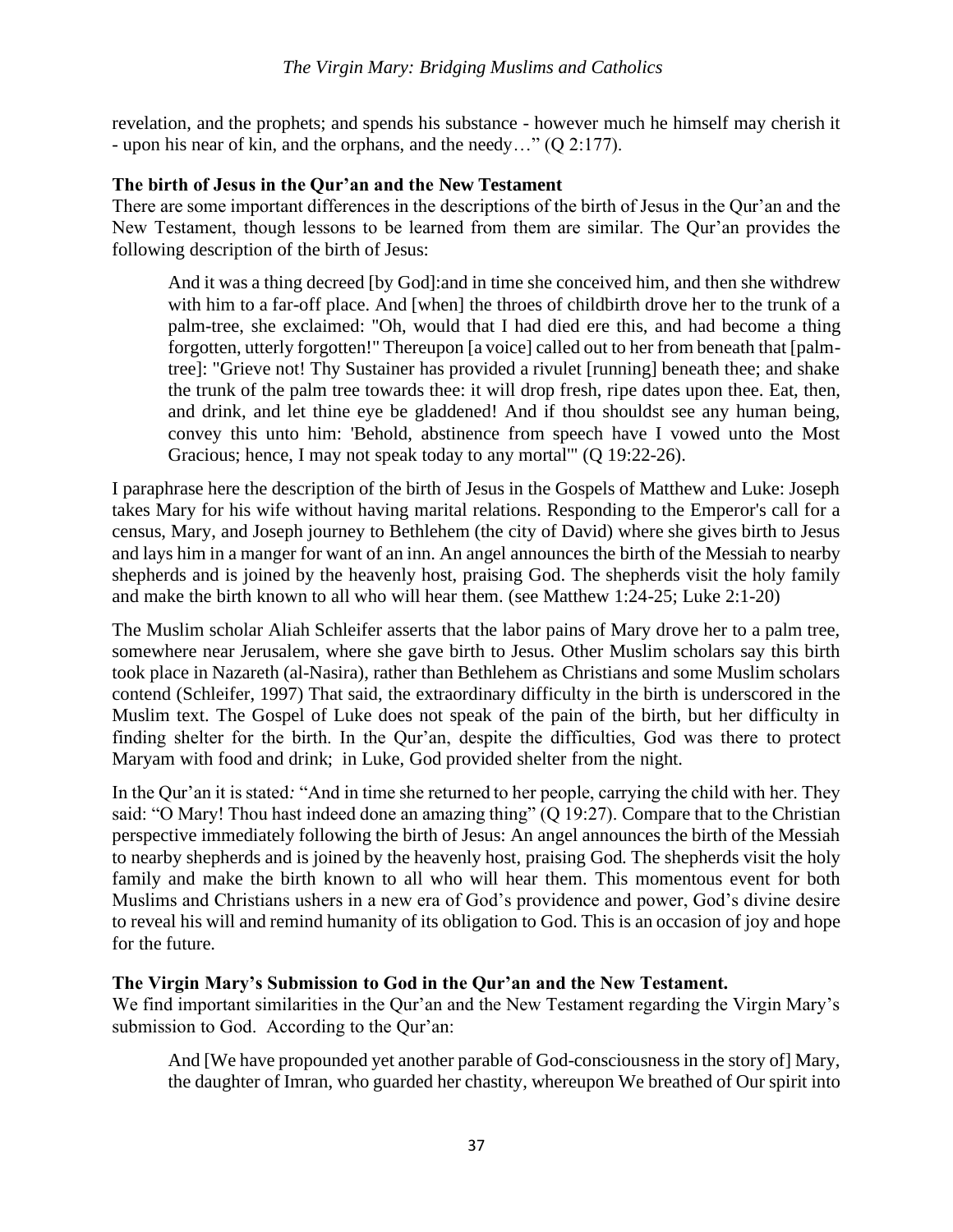revelation, and the prophets; and spends his substance - however much he himself may cherish it - upon his near of kin, and the orphans, and the needy…" (Q 2:177).

**The birth of Jesus in the Qur'an and the New Testament**

There are some important differences in the descriptions of the birth of Jesus in the Qur'an and the New Testament, though lessons to be learned from them are similar. The Qur'an provides the following description of the birth of Jesus:

> And it was a thing decreed [by God]:and in time she conceived him, and then she withdrew with him to a far-off place. And [when] the throes of childbirth drove her to the trunk of a palm-tree, she exclaimed: "Oh, would that I had died ere this, and had become a thing forgotten, utterly forgotten!" Thereupon [a voice] called out to her from beneath that [palm-tree]: "Grieve not! Thy Sustainer has provided a rivulet [running] beneath thee; and shake the trunk of the palm tree towards thee: it will drop fresh, ripe dates upon thee. Eat, then, and drink, and let thine eye be gladdened! And if thou shouldst see any human being, convey this unto him: 'Behold, abstinence from speech have I vowed unto the Most Gracious; hence, I may not speak today to any mortal'" (Q 19:22-26).

I paraphrase here the description of the birth of Jesus in the Gospels of Matthew and Luke: Joseph takes Mary for his wife without having marital relations. Responding to the Emperor's call for a census, Mary, and Joseph journey to Bethlehem (the city of David) where she gives birth to Jesus and lays him in a manger for want of an inn. An angel announces the birth of the Messiah to nearby shepherds and is joined by the heavenly host, praising God. The shepherds visit the holy family and make the birth known to all who will hear them. (see Matthew 1:24-25; Luke 2:1-20)

The Muslim scholar Aliah Schleifer asserts that the labor pains of Mary drove her to a palm tree, somewhere near Jerusalem, where she gave birth to Jesus. Other Muslim scholars say this birth took place in Nazareth (al-Nasira), rather than Bethlehem as Christians and some Muslim scholars contend (Schleifer, 1997) That said, the extraordinary difficulty in the birth is underscored in the Muslim text. The Gospel of Luke does not speak of the pain of the birth, but her difficulty in finding shelter for the birth. In the Qur'an, despite the difficulties, God was there to protect Maryam with food and drink; in Luke, God provided shelter from the night.

In the Qur'an it is stated: "And in time she returned to her people, carrying the child with her. They said: "O Mary! Thou hast indeed done an amazing thing" (Q 19:27). Compare that to the Christian perspective immediately following the birth of Jesus: An angel announces the birth of the Messiah to nearby shepherds and is joined by the heavenly host, praising God. The shepherds visit the holy family and make the birth known to all who will hear them. This momentous event for both Muslims and Christians ushers in a new era of God's providence and power, God's divine desire to reveal his will and remind humanity of its obligation to God. This is an occasion of joy and hope for the future.

**The Virgin Mary's Submission to God in the Qur'an and the New Testament.**

We find important similarities in the Qur'an and the New Testament regarding the Virgin Mary's submission to God. According to the Qur'an:

> And [We have propounded yet another parable of God-consciousness in the story of] Mary, the daughter of Imran, who guarded her chastity, whereupon We breathed of Our spirit into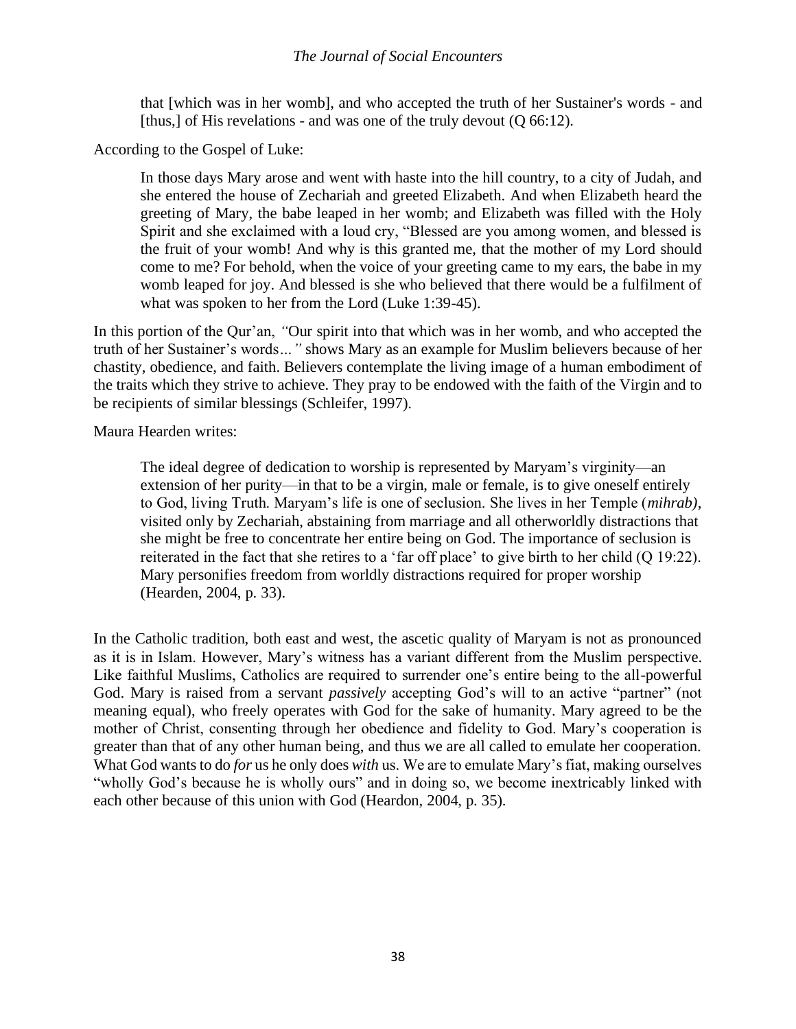> that [which was in her womb], and who accepted the truth of her Sustainer's words - and [thus,] of His revelations - and was one of the truly devout (Q 66:12).

According to the Gospel of Luke:

> In those days Mary arose and went with haste into the hill country, to a city of Judah, and she entered the house of Zechariah and greeted Elizabeth. And when Elizabeth heard the greeting of Mary, the babe leaped in her womb; and Elizabeth was filled with the Holy Spirit and she exclaimed with a loud cry, "Blessed are you among women, and blessed is the fruit of your womb! And why is this granted me, that the mother of my Lord should come to me? For behold, when the voice of your greeting came to my ears, the babe in my womb leaped for joy. And blessed is she who believed that there would be a fulfilment of what was spoken to her from the Lord (Luke 1:39-45).

In this portion of the Qur'an, *"*Our spirit into that which was in her womb, and who accepted the truth of her Sustainer's words*..."* shows Mary as an example for Muslim believers because of her chastity, obedience, and faith. Believers contemplate the living image of a human embodiment of the traits which they strive to achieve. They pray to be endowed with the faith of the Virgin and to be recipients of similar blessings (Schleifer, 1997).

Maura Hearden writes:

> The ideal degree of dedication to worship is represented by Maryam's virginity—an extension of her purity—in that to be a virgin, male or female, is to give oneself entirely to God, living Truth. Maryam's life is one of seclusion. She lives in her Temple (*mihrab)*, visited only by Zechariah, abstaining from marriage and all otherworldly distractions that she might be free to concentrate her entire being on God. The importance of seclusion is reiterated in the fact that she retires to a 'far off place' to give birth to her child (Q 19:22). Mary personifies freedom from worldly distractions required for proper worship (Hearden, 2004, p. 33).

In the Catholic tradition, both east and west, the ascetic quality of Maryam is not as pronounced as it is in Islam. However, Mary's witness has a variant different from the Muslim perspective. Like faithful Muslims, Catholics are required to surrender one's entire being to the all-powerful God. Mary is raised from a servant *passively* accepting God's will to an active "partner" (not meaning equal), who freely operates with God for the sake of humanity. Mary agreed to be the mother of Christ, consenting through her obedience and fidelity to God. Mary's cooperation is greater than that of any other human being, and thus we are all called to emulate her cooperation. What God wants to do *for* us he only does *with* us. We are to emulate Mary's fiat, making ourselves "wholly God's because he is wholly ours" and in doing so, we become inextricably linked with each other because of this union with God (Heardon, 2004, p. 35).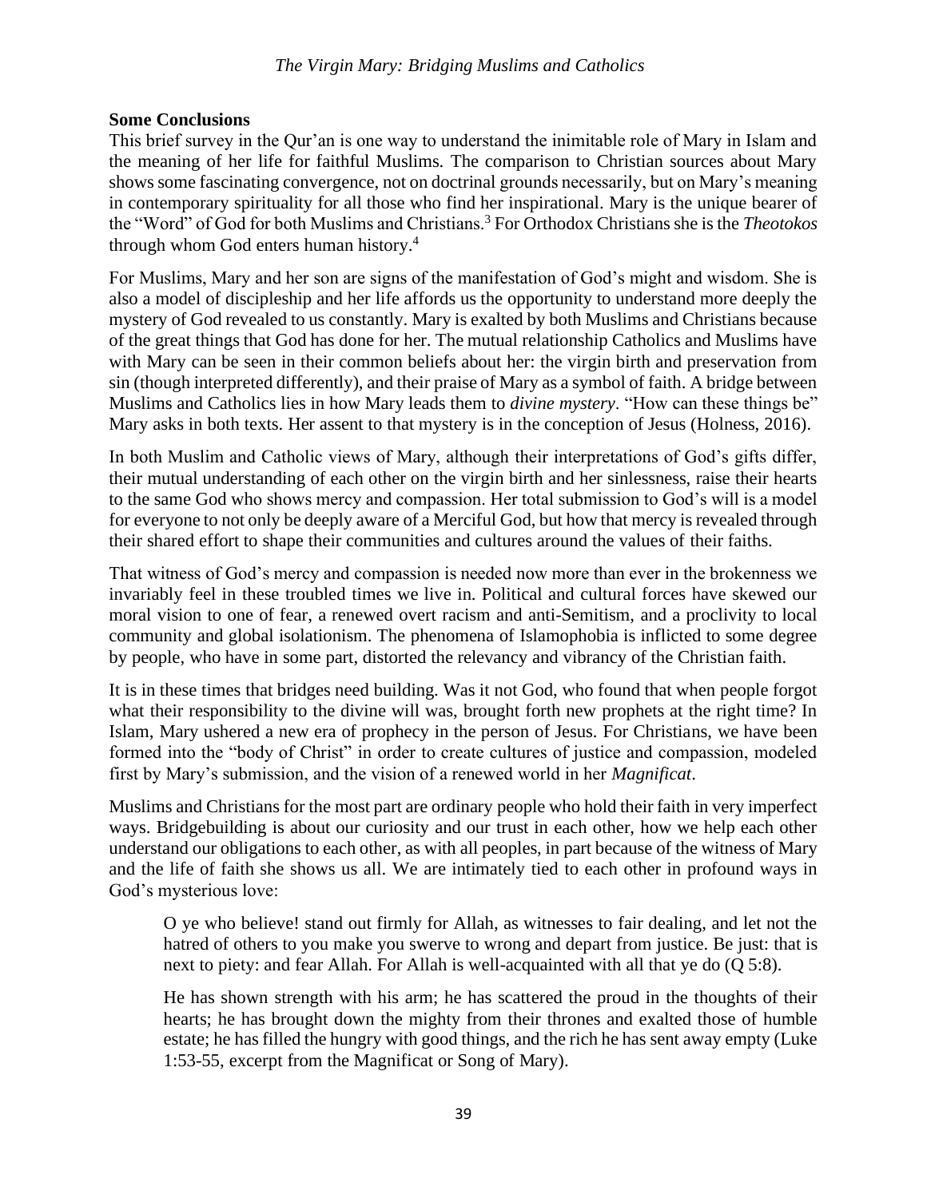**Some Conclusions**

This brief survey in the Qur'an is one way to understand the inimitable role of Mary in Islam and the meaning of her life for faithful Muslims. The comparison to Christian sources about Mary shows some fascinating convergence, not on doctrinal grounds necessarily, but on Mary's meaning in contemporary spirituality for all those who find her inspirational. Mary is the unique bearer of the "Word" of God for both Muslims and Christians.[3] For Orthodox Christians she is the *Theotokos* through whom God enters human history.[4]

For Muslims, Mary and her son are signs of the manifestation of God's might and wisdom. She is also a model of discipleship and her life affords us the opportunity to understand more deeply the mystery of God revealed to us constantly. Mary is exalted by both Muslims and Christians because of the great things that God has done for her. The mutual relationship Catholics and Muslims have with Mary can be seen in their common beliefs about her: the virgin birth and preservation from sin (though interpreted differently), and their praise of Mary as a symbol of faith. A bridge between Muslims and Catholics lies in how Mary leads them to *divine mystery*. "How can these things be" Mary asks in both texts. Her assent to that mystery is in the conception of Jesus (Holness, 2016).

In both Muslim and Catholic views of Mary, although their interpretations of God's gifts differ, their mutual understanding of each other on the virgin birth and her sinlessness, raise their hearts to the same God who shows mercy and compassion. Her total submission to God's will is a model for everyone to not only be deeply aware of a Merciful God, but how that mercy is revealed through their shared effort to shape their communities and cultures around the values of their faiths.

That witness of God's mercy and compassion is needed now more than ever in the brokenness we invariably feel in these troubled times we live in. Political and cultural forces have skewed our moral vision to one of fear, a renewed overt racism and anti-Semitism, and a proclivity to local community and global isolationism. The phenomena of Islamophobia is inflicted to some degree by people, who have in some part, distorted the relevancy and vibrancy of the Christian faith.

It is in these times that bridges need building. Was it not God, who found that when people forgot what their responsibility to the divine will was, brought forth new prophets at the right time? In Islam, Mary ushered a new era of prophecy in the person of Jesus. For Christians, we have been formed into the "body of Christ" in order to create cultures of justice and compassion, modeled first by Mary's submission, and the vision of a renewed world in her *Magnificat*.

Muslims and Christians for the most part are ordinary people who hold their faith in very imperfect ways. Bridgebuilding is about our curiosity and our trust in each other, how we help each other understand our obligations to each other, as with all peoples, in part because of the witness of Mary and the life of faith she shows us all. We are intimately tied to each other in profound ways in God's mysterious love:

> O ye who believe! stand out firmly for Allah, as witnesses to fair dealing, and let not the hatred of others to you make you swerve to wrong and depart from justice. Be just: that is next to piety: and fear Allah. For Allah is well-acquainted with all that ye do (Q 5:8).
>
> He has shown strength with his arm; he has scattered the proud in the thoughts of their hearts; he has brought down the mighty from their thrones and exalted those of humble estate; he has filled the hungry with good things, and the rich he has sent away empty (Luke 1:53-55, excerpt from the Magnificat or Song of Mary).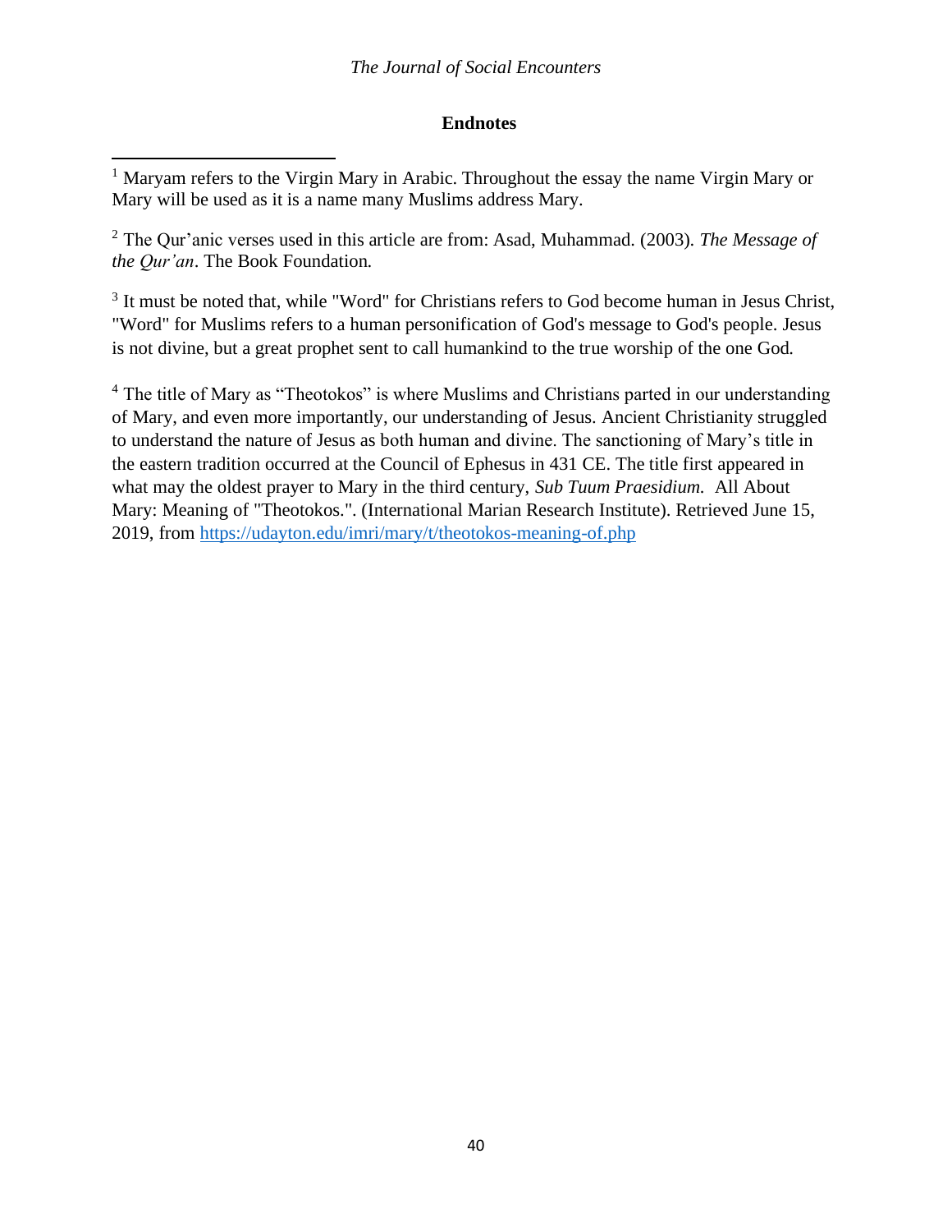## Endnotes

[1] Maryam refers to the Virgin Mary in Arabic. Throughout the essay the name Virgin Mary or Mary will be used as it is a name many Muslims address Mary.

[2] The Qur'anic verses used in this article are from: Asad, Muhammad. (2003). *The Message of the Qur'an*. The Book Foundation.

[3] It must be noted that, while "Word" for Christians refers to God become human in Jesus Christ, "Word" for Muslims refers to a human personification of God's message to God's people. Jesus is not divine, but a great prophet sent to call humankind to the true worship of the one God.

[4] The title of Mary as "Theotokos" is where Muslims and Christians parted in our understanding of Mary, and even more importantly, our understanding of Jesus. Ancient Christianity struggled to understand the nature of Jesus as both human and divine. The sanctioning of Mary's title in the eastern tradition occurred at the Council of Ephesus in 431 CE. The title first appeared in what may the oldest prayer to Mary in the third century, *Sub Tuum Praesidium.* All About Mary: Meaning of "Theotokos.". (International Marian Research Institute). Retrieved June 15, 2019, from https://udayton.edu/imri/mary/t/theotokos-meaning-of.php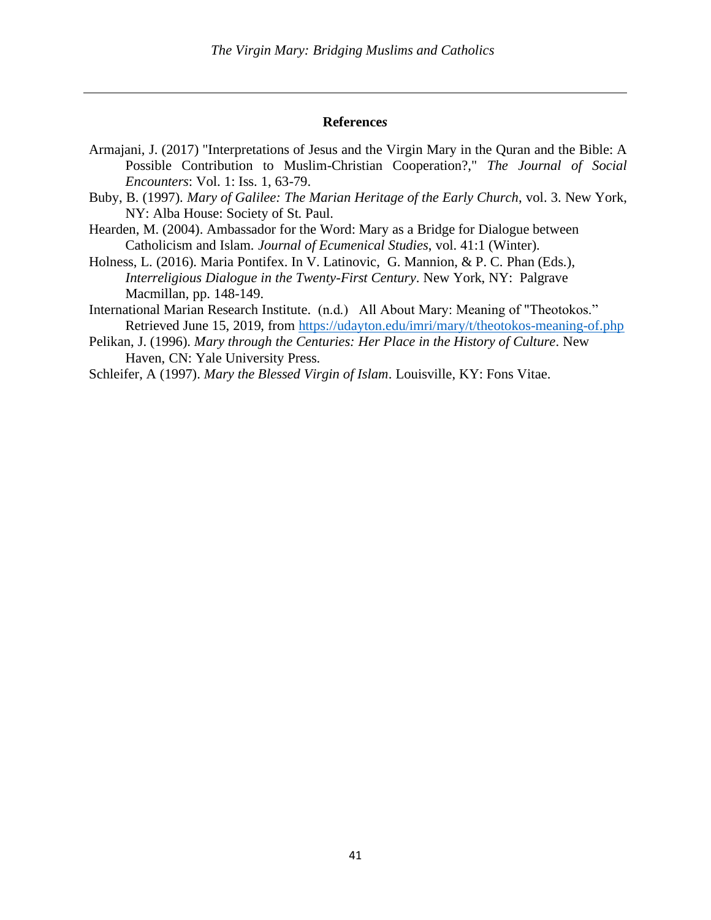## References

Armajani, J. (2017) "Interpretations of Jesus and the Virgin Mary in the Quran and the Bible: A Possible Contribution to Muslim-Christian Cooperation?," *The Journal of Social Encounters*: Vol. 1: Iss. 1, 63-79.

Buby, B. (1997). *Mary of Galilee: The Marian Heritage of the Early Church*, vol. 3. New York, NY: Alba House: Society of St. Paul.

Hearden, M. (2004). Ambassador for the Word: Mary as a Bridge for Dialogue between Catholicism and Islam. *Journal of Ecumenical Studies*, vol. 41:1 (Winter).

Holness, L. (2016). Maria Pontifex. In V. Latinovic, G. Mannion, & P. C. Phan (Eds.), *Interreligious Dialogue in the Twenty-First Century*. New York, NY: Palgrave Macmillan, pp. 148-149.

International Marian Research Institute. (n.d.) All About Mary: Meaning of "Theotokos." Retrieved June 15, 2019, from https://udayton.edu/imri/mary/t/theotokos-meaning-of.php

Pelikan, J. (1996). *Mary through the Centuries: Her Place in the History of Culture*. New Haven, CN: Yale University Press.

Schleifer, A (1997). *Mary the Blessed Virgin of Islam*. Louisville, KY: Fons Vitae.